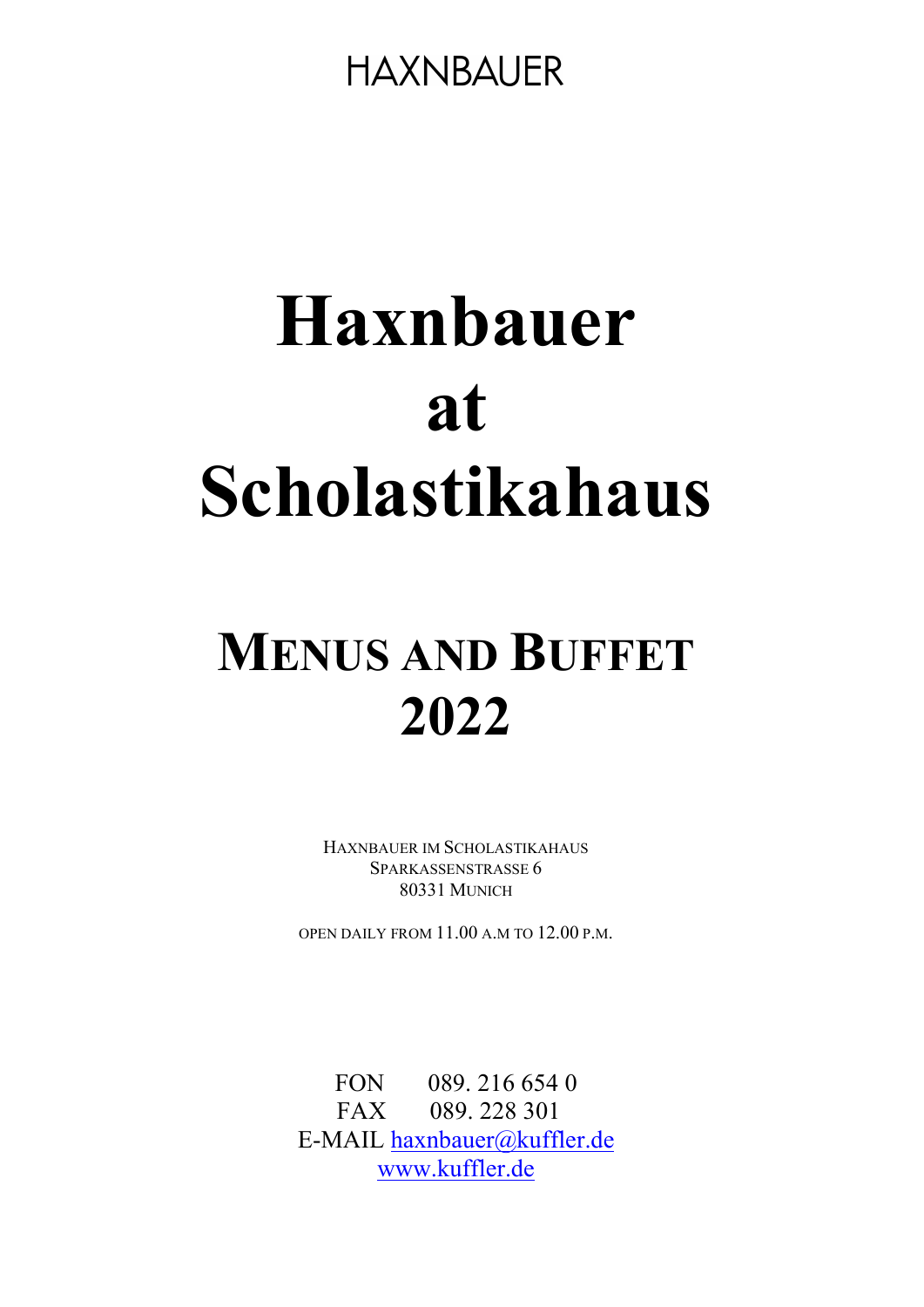HAXNBAUER

# Haxnbauer at Scholastikahaus

## Menus and Buffet 2022

HAXNBAUER IM SCHOLASTIKAHAUS
SPARKASSENSTRASSE 6
80331 MUNICH

OPEN DAILY FROM 11.00 A.M TO 12.00 P.M.

FON 089. 216 654 0
FAX 089. 228 301
E-MAIL haxnbauer@kuffler.de
www.kuffler.de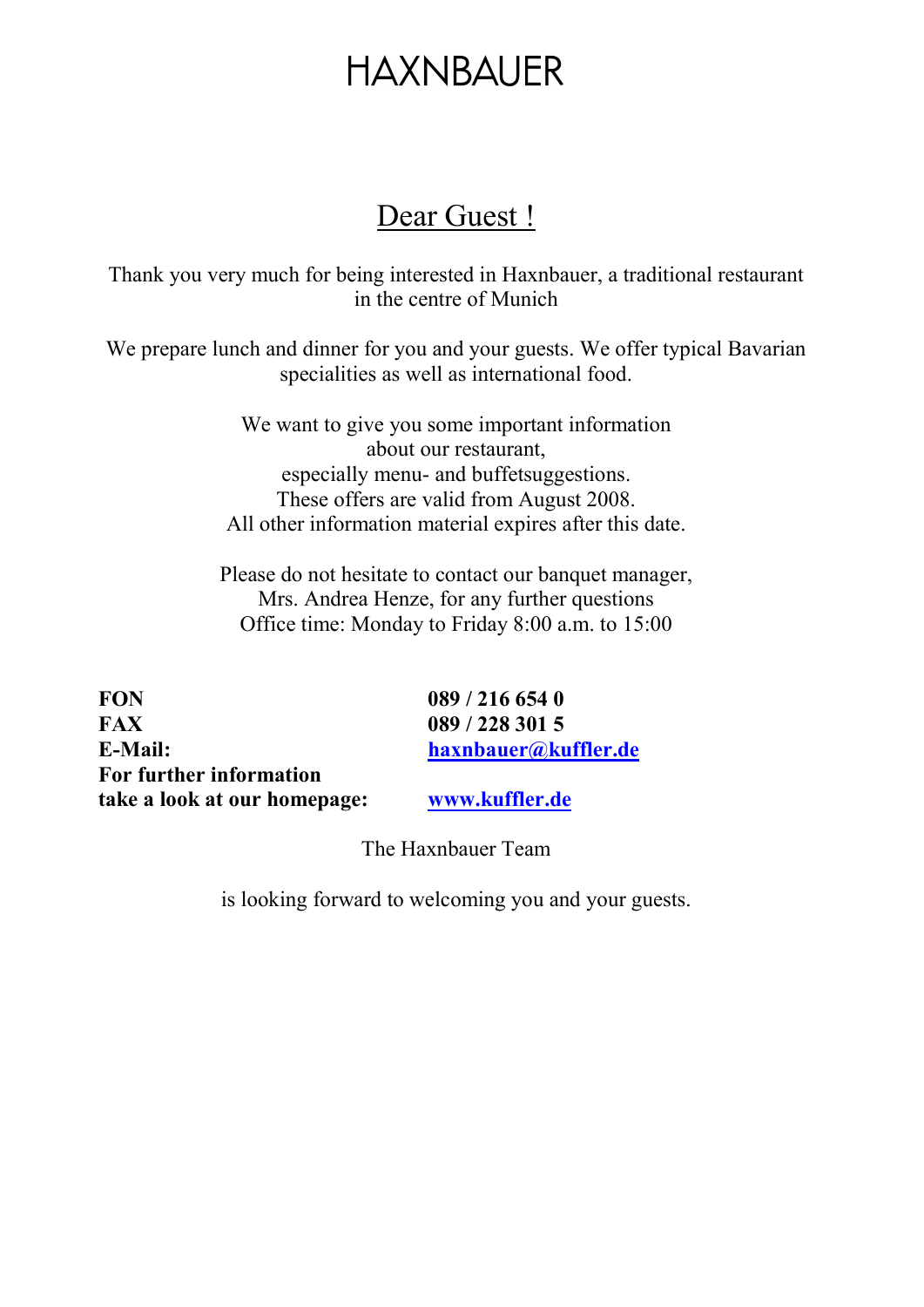# HAXNBAUER

## Dear Guest !

Thank you very much for being interested in Haxnbauer, a traditional restaurant in the centre of Munich

We prepare lunch and dinner for you and your guests. We offer typical Bavarian specialities as well as international food.

We want to give you some important information
about our restaurant,
especially menu- and buffetsuggestions.
These offers are valid from August 2008.
All other information material expires after this date.

Please do not hesitate to contact our banquet manager,
Mrs. Andrea Henze, for any further questions
Office time: Monday to Friday 8:00 a.m. to 15:00

| | |
|---|---|
| **FON** | **089 / 216 654 0** |
| **FAX** | **089 / 228 301 5** |
| **E-Mail:** | **haxnbauer@kuffler.de** |
| **For further information take a look at our homepage:** | **www.kuffler.de** |

The Haxnbauer Team

is looking forward to welcoming you and your guests.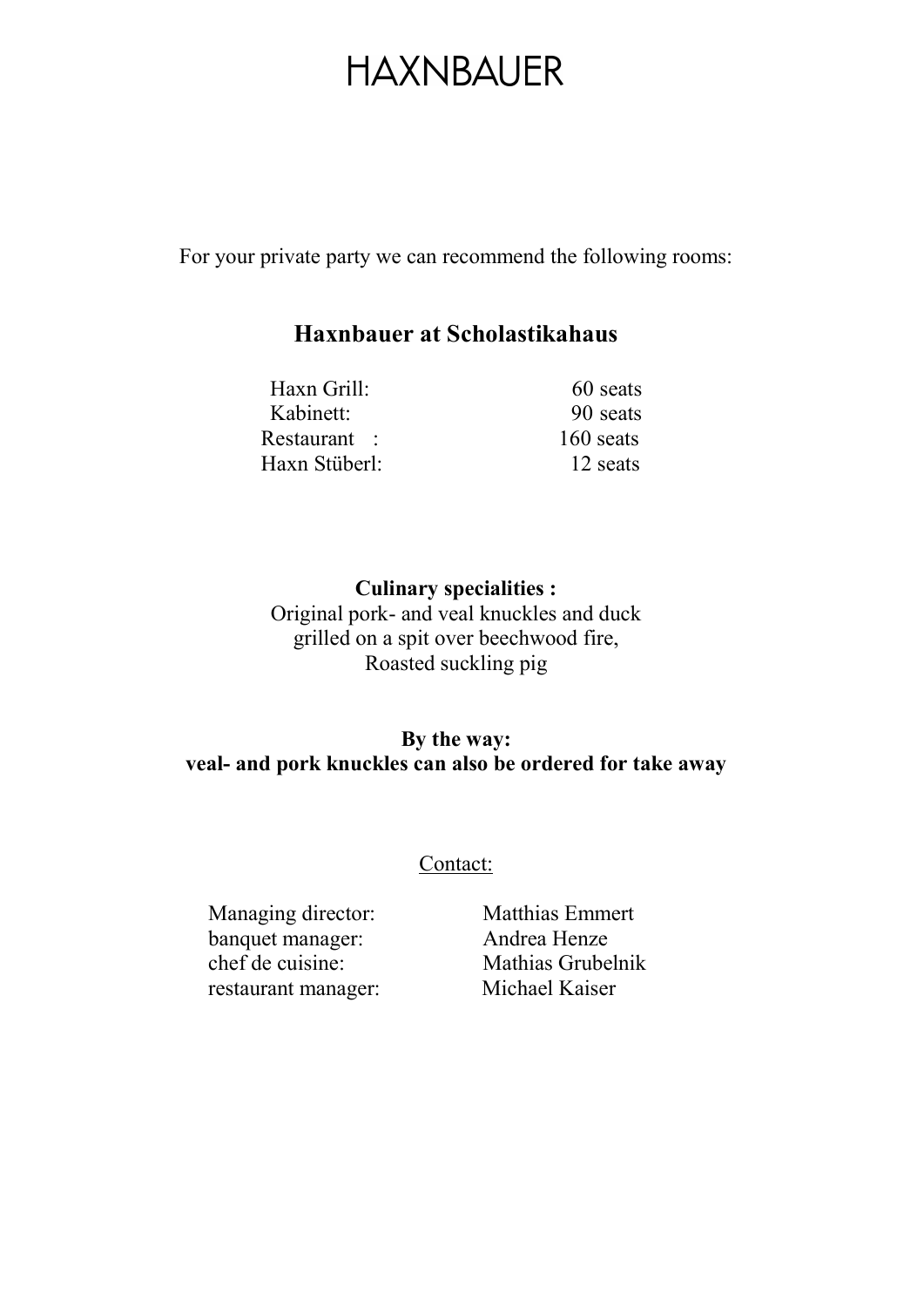# HAXNBAUER

For your private party we can recommend the following rooms:

## Haxnbauer at Scholastikahaus

| | |
|---|---|
| Haxn Grill: | 60 seats |
| Kabinett: | 90 seats |
| Restaurant : | 160 seats |
| Haxn Stüberl: | 12 seats |

**Culinary specialities :**
Original pork- and veal knuckles and duck
grilled on a spit over beechwood fire,
Roasted suckling pig

**By the way:**
**veal- and pork knuckles can also be ordered for take away**

Contact:

| | |
|---|---|
| Managing director: | Matthias Emmert |
| banquet manager: | Andrea Henze |
| chef de cuisine: | Mathias Grubelnik |
| restaurant manager: | Michael Kaiser |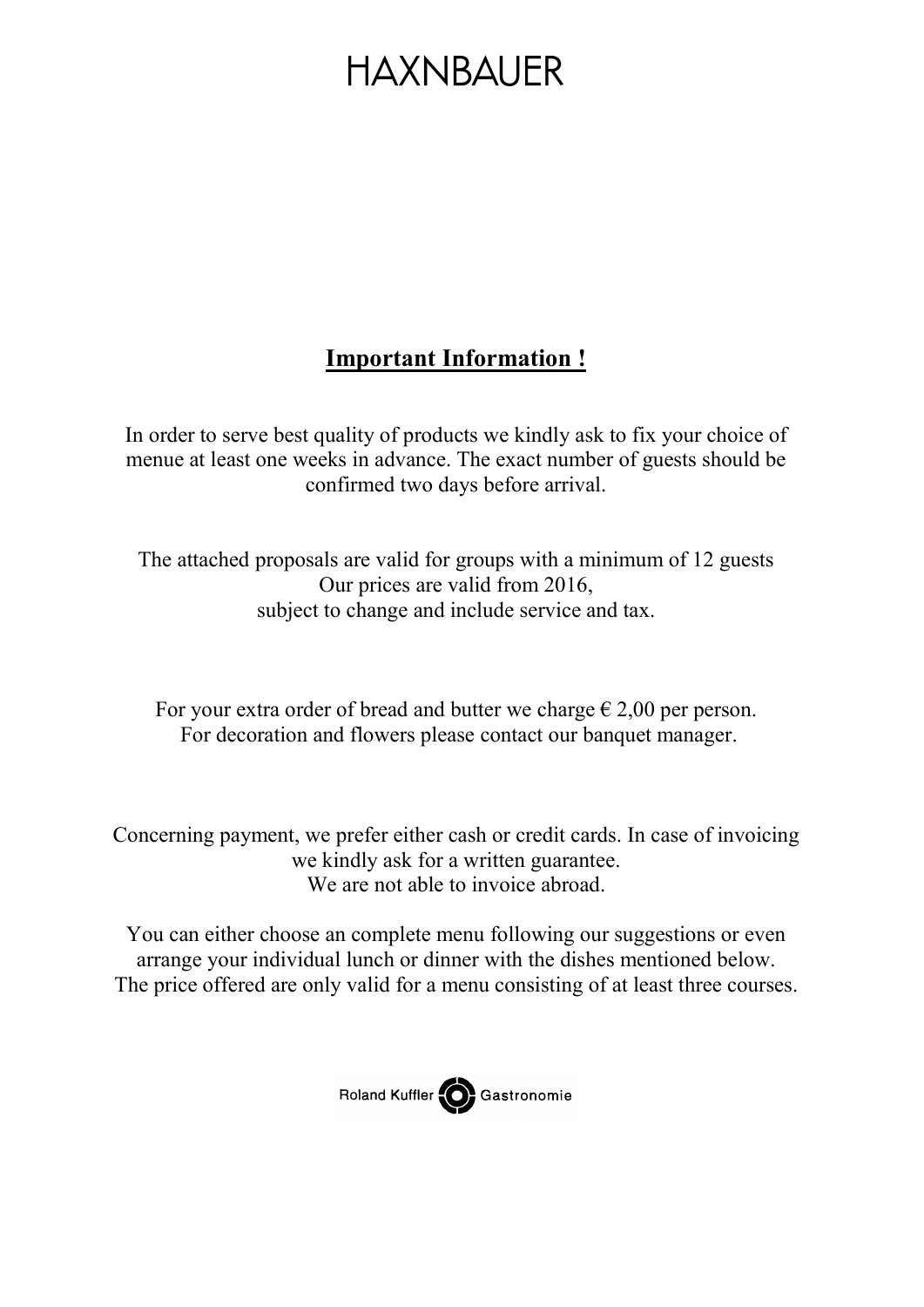# HAXNBAUER

## Important Information !

In order to serve best quality of products we kindly ask to fix your choice of menue at least one weeks in advance. The exact number of guests should be confirmed two days before arrival.

The attached proposals are valid for groups with a minimum of 12 guests
Our prices are valid from 2016,
subject to change and include service and tax.

For your extra order of bread and butter we charge € 2,00 per person.
For decoration and flowers please contact our banquet manager.

Concerning payment, we prefer either cash or credit cards. In case of invoicing we kindly ask for a written guarantee.
We are not able to invoice abroad.

You can either choose an complete menu following our suggestions or even arrange your individual lunch or dinner with the dishes mentioned below.
The price offered are only valid for a menu consisting of at least three courses.

Roland Kuffler Gastronomie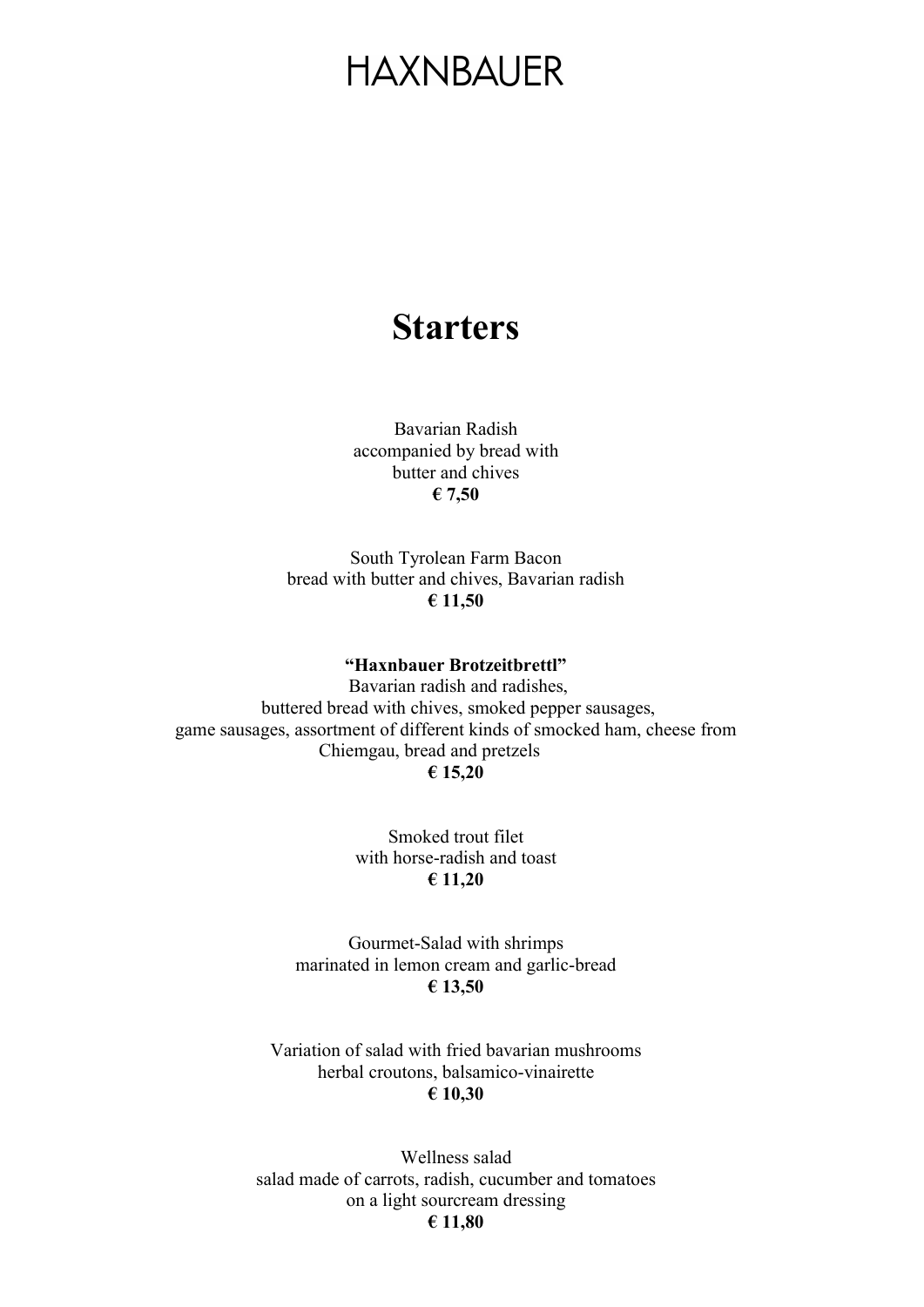# HAXNBAUER

## Starters

Bavarian Radish
accompanied by bread with
butter and chives
**€ 7,50**

South Tyrolean Farm Bacon
bread with butter and chives, Bavarian radish
**€ 11,50**

**"Haxnbauer Brotzeitbrettl"**
Bavarian radish and radishes,
buttered bread with chives, smoked pepper sausages,
game sausages, assortment of different kinds of smocked ham, cheese from
Chiemgau, bread and pretzels
**€ 15,20**

Smoked trout filet
with horse-radish and toast
**€ 11,20**

Gourmet-Salad with shrimps
marinated in lemon cream and garlic-bread
**€ 13,50**

Variation of salad with fried bavarian mushrooms
herbal croutons, balsamico-vinairette
**€ 10,30**

Wellness salad
salad made of carrots, radish, cucumber and tomatoes
on a light sourcream dressing
**€ 11,80**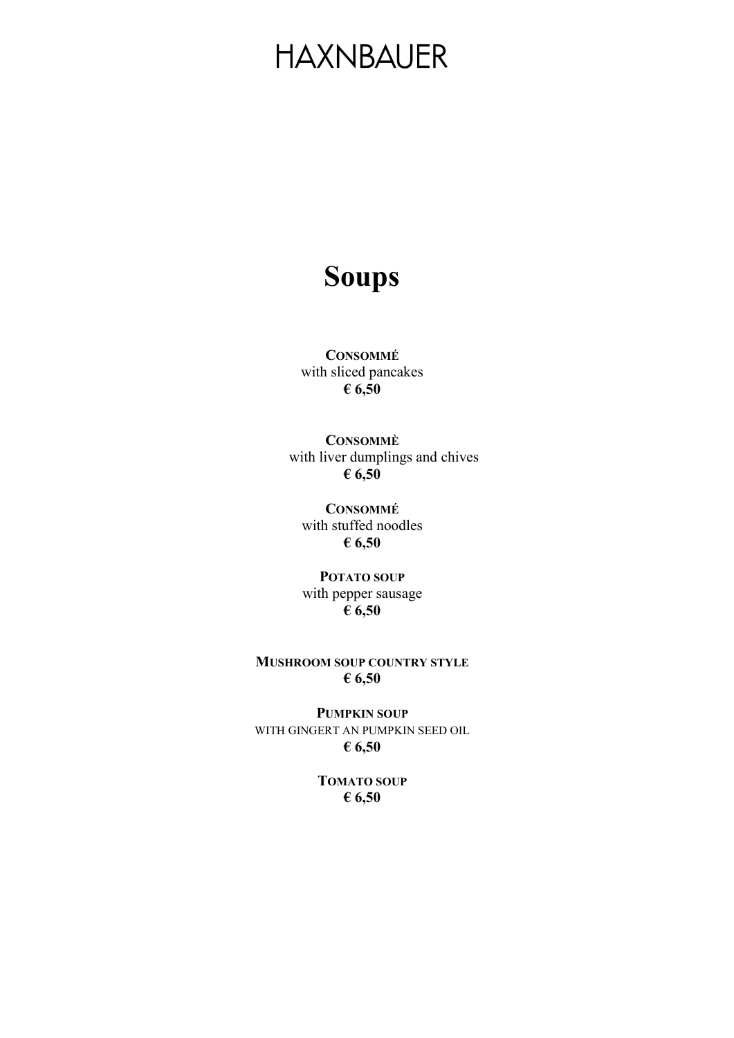# HAXNBAUER

## Soups

**CONSOMMÉ**
with sliced pancakes
**€ 6,50**

**CONSOMMÈ**
with liver dumplings and chives
**€ 6,50**

**CONSOMMÉ**
with stuffed noodles
**€ 6,50**

**POTATO SOUP**
with pepper sausage
**€ 6,50**

**MUSHROOM SOUP COUNTRY STYLE**
**€ 6,50**

**PUMPKIN SOUP**
WITH GINGERT AN PUMPKIN SEED OIL
**€ 6,50**

**TOMATO SOUP**
**€ 6,50**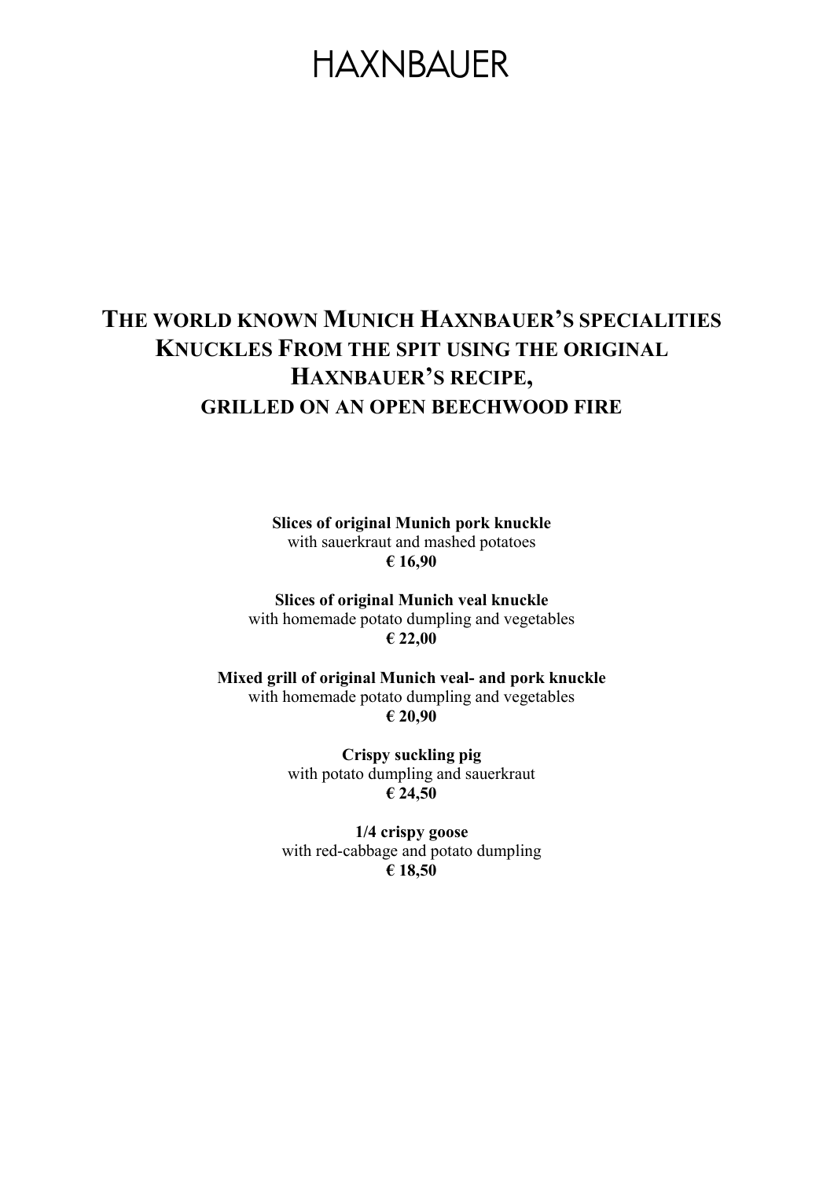# HAXNBAUER

## THE WORLD KNOWN MUNICH HAXNBAUER'S SPECIALITIES KNUCKLES FROM THE SPIT USING THE ORIGINAL HAXNBAUER'S RECIPE,

### GRILLED ON AN OPEN BEECHWOOD FIRE

**Slices of original Munich pork knuckle**
with sauerkraut and mashed potatoes
**€ 16,90**

**Slices of original Munich veal knuckle**
with homemade potato dumpling and vegetables
**€ 22,00**

**Mixed grill of original Munich veal- and pork knuckle**
with homemade potato dumpling and vegetables
**€ 20,90**

**Crispy suckling pig**
with potato dumpling and sauerkraut
**€ 24,50**

**1/4 crispy goose**
with red-cabbage and potato dumpling
**€ 18,50**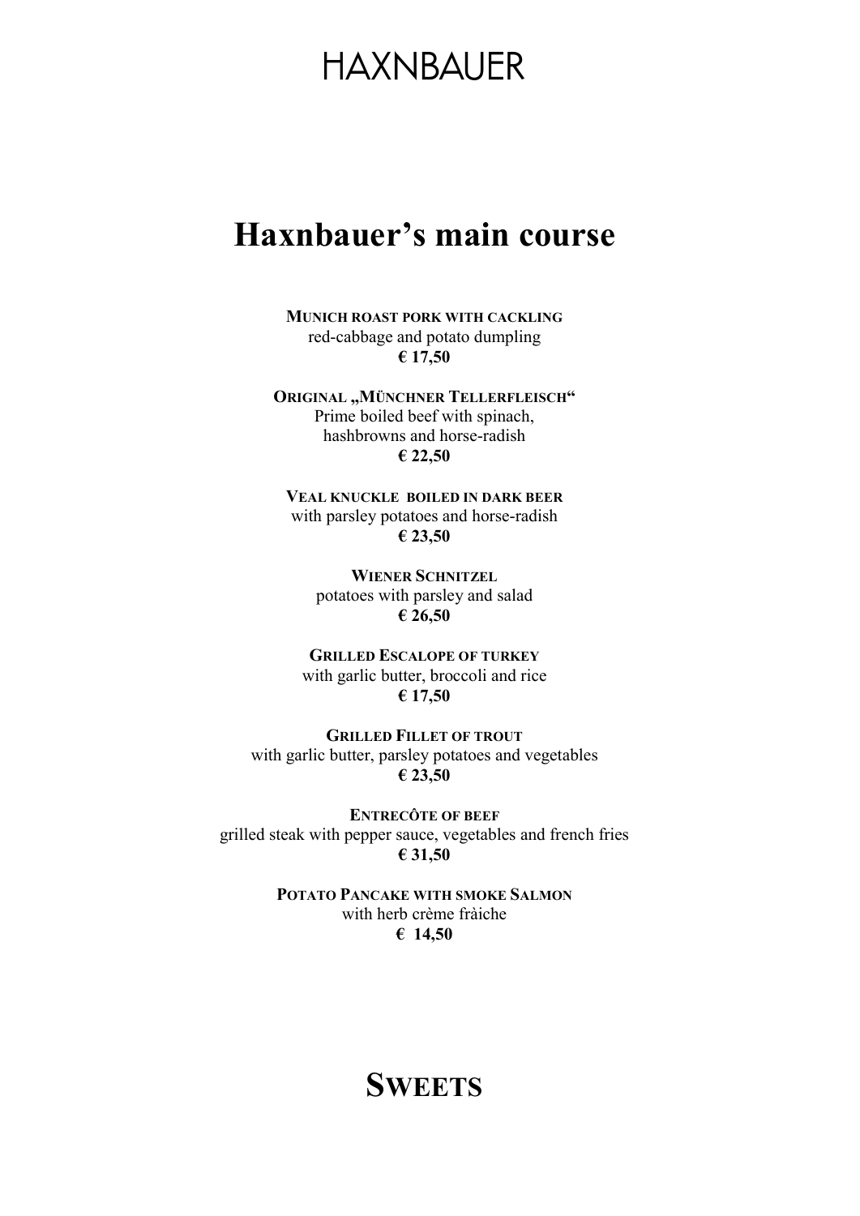HAXNBAUER

# Haxnbauer's main course

**MUNICH ROAST PORK WITH CACKLING**
red-cabbage and potato dumpling
**€ 17,50**

**ORIGINAL „MÜNCHNER TELLERFLEISCH"**
Prime boiled beef with spinach,
hashbrowns and horse-radish
**€ 22,50**

**VEAL KNUCKLE BOILED IN DARK BEER**
with parsley potatoes and horse-radish
**€ 23,50**

**WIENER SCHNITZEL**
potatoes with parsley and salad
**€ 26,50**

**GRILLED ESCALOPE OF TURKEY**
with garlic butter, broccoli and rice
**€ 17,50**

**GRILLED FILLET OF TROUT**
with garlic butter, parsley potatoes and vegetables
**€ 23,50**

**ENTRECÔTE OF BEEF**
grilled steak with pepper sauce, vegetables and french fries
**€ 31,50**

**POTATO PANCAKE WITH SMOKE SALMON**
with herb crème fràiche
**€ 14,50**

# SWEETS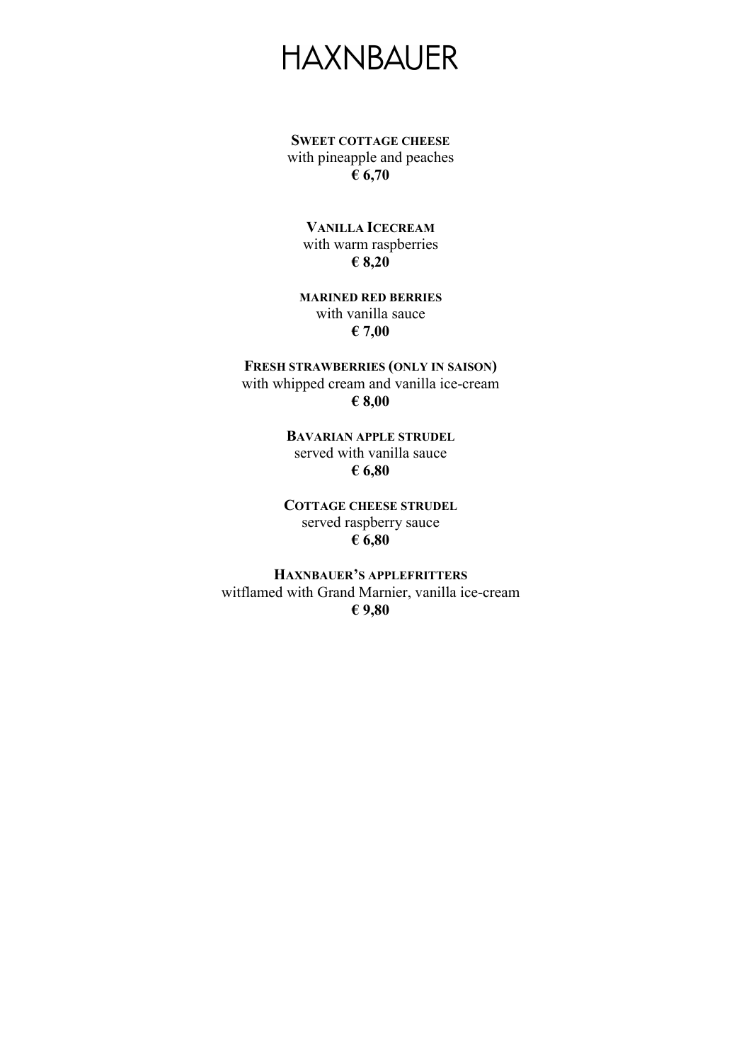# HAXNBAUER

**SWEET COTTAGE CHEESE**
with pineapple and peaches
**€ 6,70**

**VANILLA ICECREAM**
with warm raspberries
**€ 8,20**

**MARINED RED BERRIES**
with vanilla sauce
**€ 7,00**

**FRESH STRAWBERRIES (ONLY IN SAISON)**
with whipped cream and vanilla ice-cream
**€ 8,00**

**BAVARIAN APPLE STRUDEL**
served with vanilla sauce
**€ 6,80**

**COTTAGE CHEESE STRUDEL**
served raspberry sauce
**€ 6,80**

**HAXNBAUER'S APPLEFRITTERS**
witflamed with Grand Marnier, vanilla ice-cream
**€ 9,80**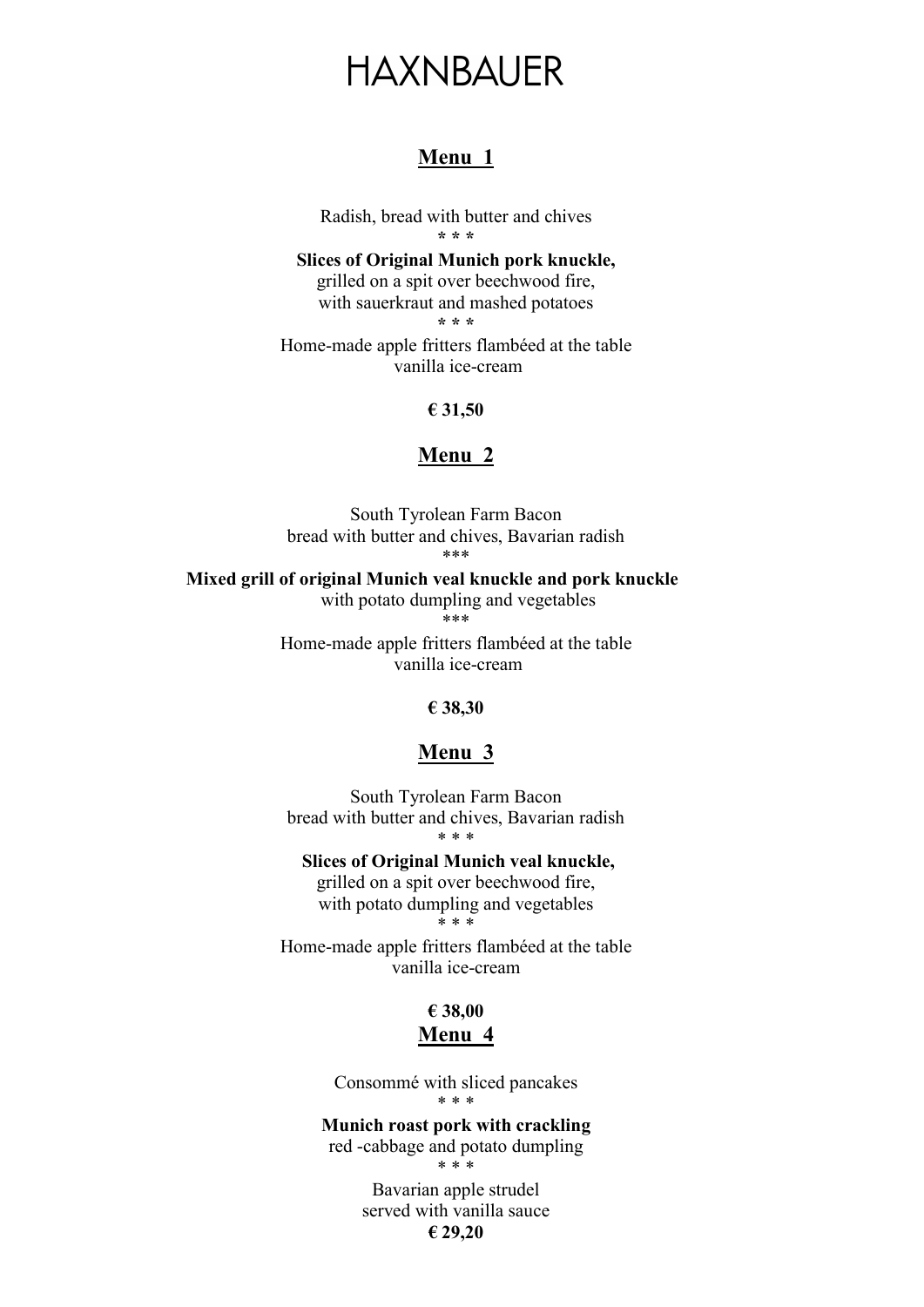# HAXNBAUER

## Menu 1

Radish, bread with butter and chives

\* \* \*

**Slices of Original Munich pork knuckle,**
grilled on a spit over beechwood fire,
with sauerkraut and mashed potatoes

\* \* \*

Home-made apple fritters flambéed at the table
vanilla ice-cream

**€ 31,50**

## Menu 2

South Tyrolean Farm Bacon
bread with butter and chives, Bavarian radish

\*\*\*

**Mixed grill of original Munich veal knuckle and pork knuckle**
with potato dumpling and vegetables

\*\*\*

Home-made apple fritters flambéed at the table
vanilla ice-cream

**€ 38,30**

## Menu 3

South Tyrolean Farm Bacon
bread with butter and chives, Bavarian radish

\* \* \*

**Slices of Original Munich veal knuckle,**
grilled on a spit over beechwood fire,
with potato dumpling and vegetables

\* \* \*

Home-made apple fritters flambéed at the table
vanilla ice-cream

**€ 38,00**

## Menu 4

Consommé with sliced pancakes

\* \* \*

**Munich roast pork with crackling**
red -cabbage and potato dumpling

\* \* \*

Bavarian apple strudel
served with vanilla sauce

**€ 29,20**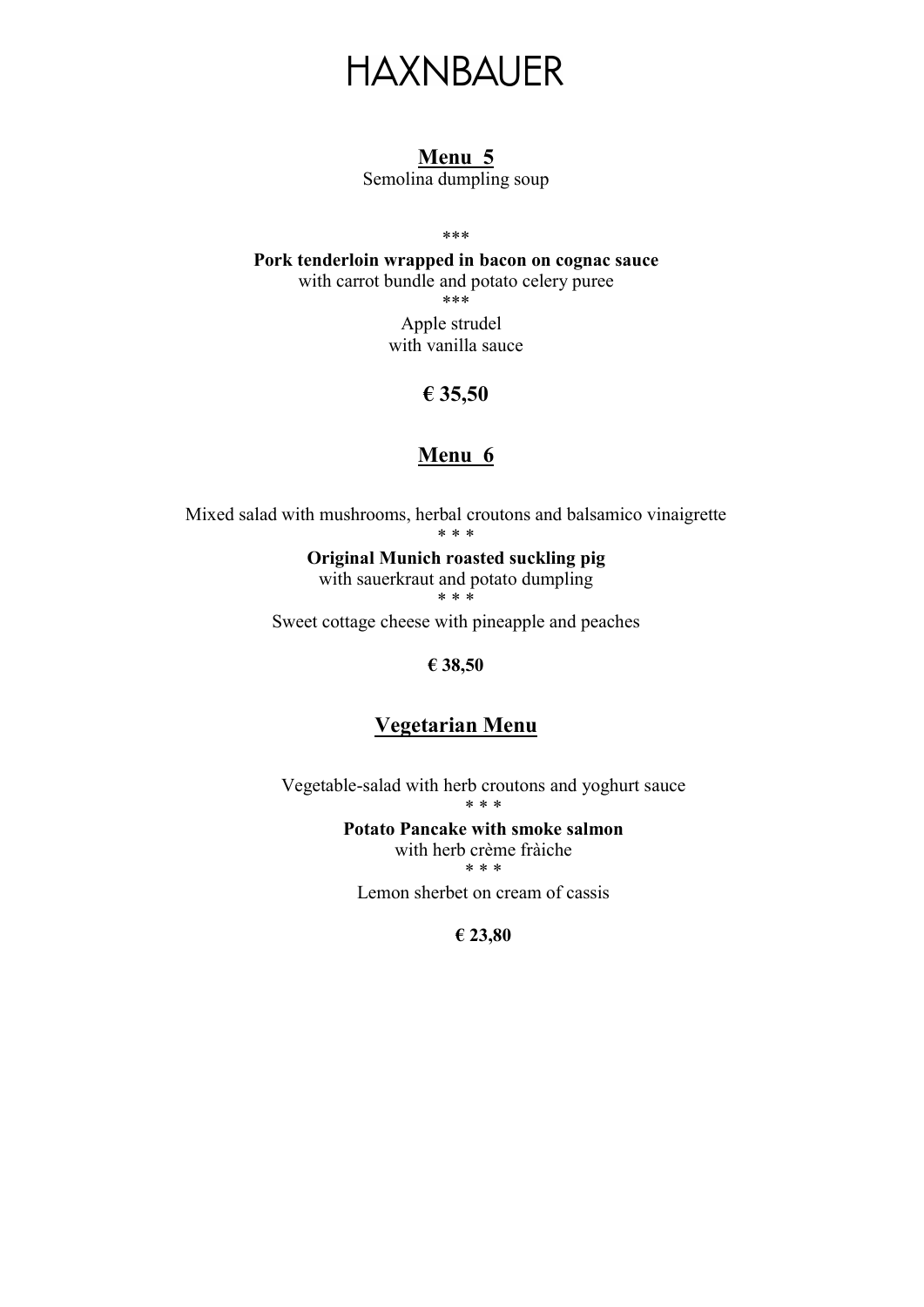# HAXNBAUER

## Menu 5

Semolina dumpling soup

***

**Pork tenderloin wrapped in bacon on cognac sauce**
with carrot bundle and potato celery puree

***

Apple strudel
with vanilla sauce

**€ 35,50**

## Menu 6

Mixed salad with mushrooms, herbal croutons and balsamico vinaigrette

* * *

**Original Munich roasted suckling pig**
with sauerkraut and potato dumpling

* * *

Sweet cottage cheese with pineapple and peaches

**€ 38,50**

## Vegetarian Menu

Vegetable-salad with herb croutons and yoghurt sauce

* * *

**Potato Pancake with smoke salmon**
with herb crème fràiche

* * *

Lemon sherbet on cream of cassis

**€ 23,80**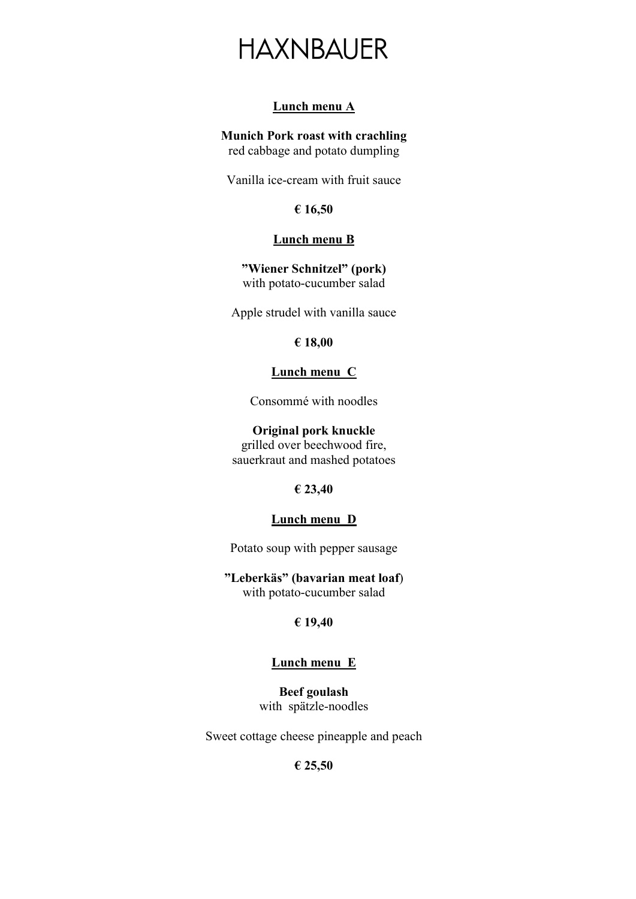# HAXNBAUER

## Lunch menu A

**Munich Pork roast with crachling**
red cabbage and potato dumpling

Vanilla ice-cream with fruit sauce

**€ 16,50**

## Lunch menu B

**"Wiener Schnitzel" (pork)**
with potato-cucumber salad

Apple strudel with vanilla sauce

**€ 18,00**

## Lunch menu C

Consommé with noodles

**Original pork knuckle**
grilled over beechwood fire,
sauerkraut and mashed potatoes

**€ 23,40**

## Lunch menu D

Potato soup with pepper sausage

**"Leberkäs" (bavarian meat loaf)**
with potato-cucumber salad

**€ 19,40**

## Lunch menu E

**Beef goulash**
with spätzle-noodles

Sweet cottage cheese pineapple and peach

**€ 25,50**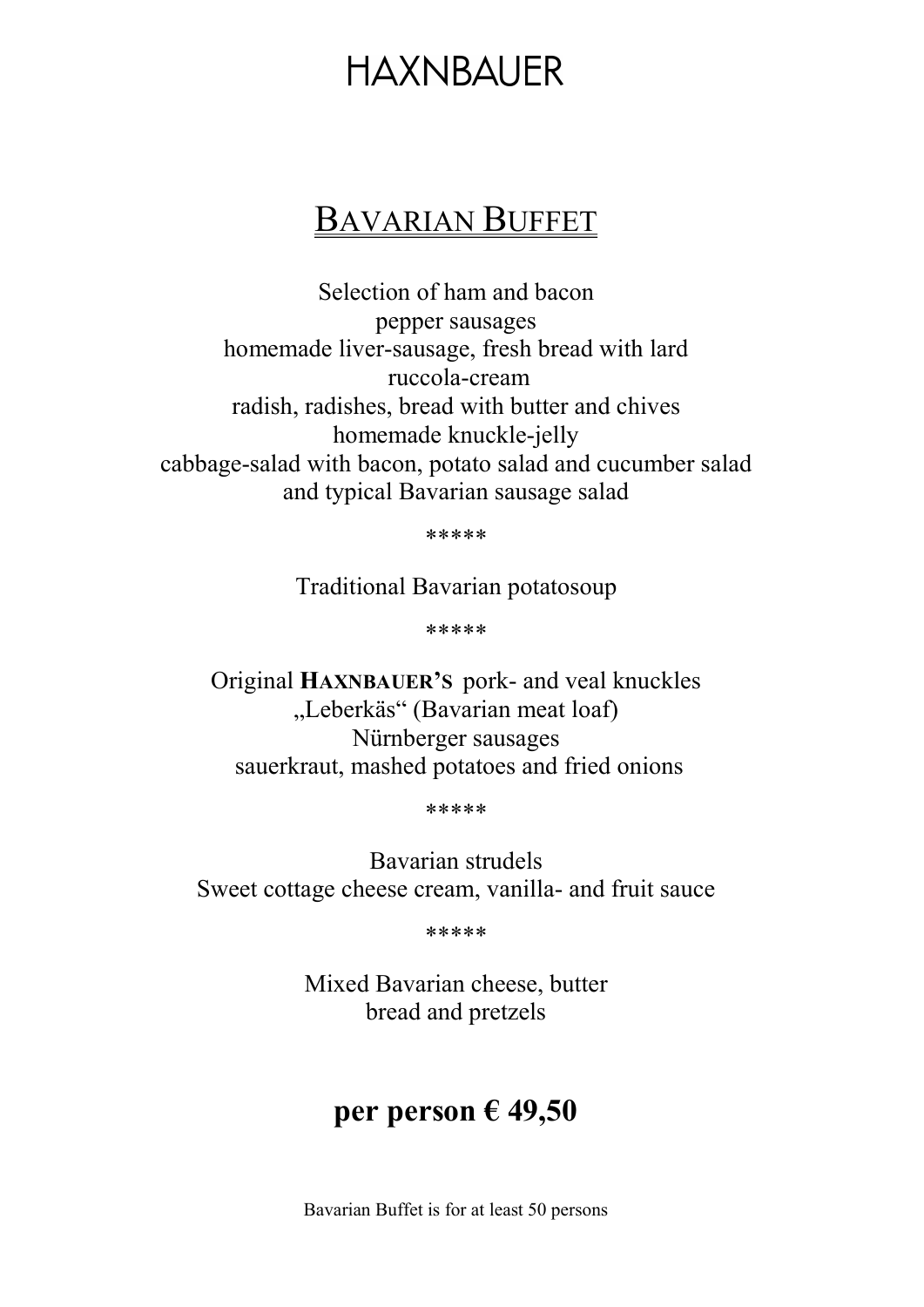# HAXNBAUER

## Bavarian Buffet

Selection of ham and bacon
pepper sausages
homemade liver-sausage, fresh bread with lard
ruccola-cream
radish, radishes, bread with butter and chives
homemade knuckle-jelly
cabbage-salad with bacon, potato salad and cucumber salad
and typical Bavarian sausage salad

*****

Traditional Bavarian potatosoup

*****

Original **HAXNBAUER'S** pork- and veal knuckles
„Leberkäs" (Bavarian meat loaf)
Nürnberger sausages
sauerkraut, mashed potatoes and fried onions

*****

Bavarian strudels
Sweet cottage cheese cream, vanilla- and fruit sauce

*****

Mixed Bavarian cheese, butter
bread and pretzels

**per person € 49,50**

Bavarian Buffet is for at least 50 persons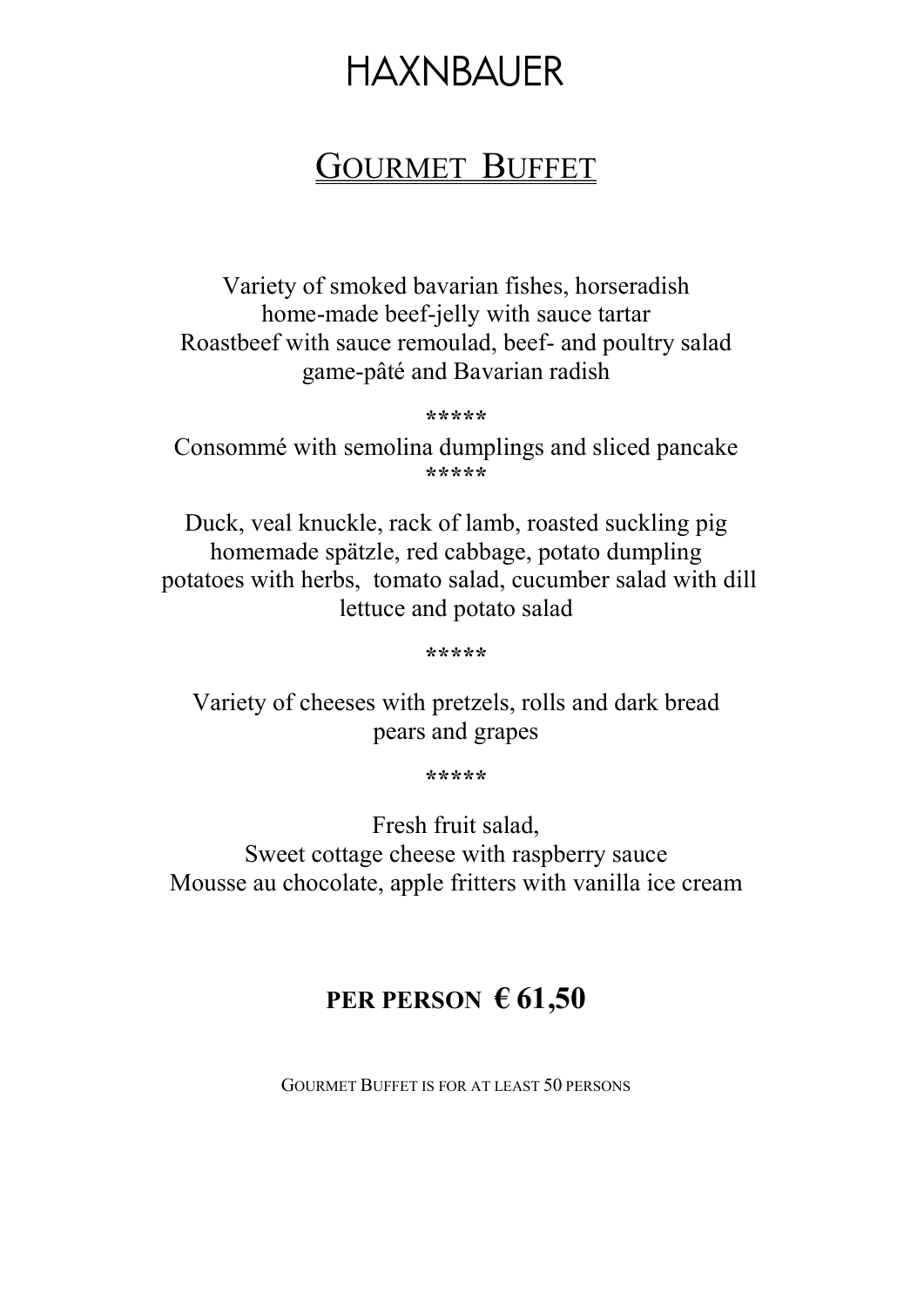# HAXNBAUER

## Gourmet Buffet

Variety of smoked bavarian fishes, horseradish
home-made beef-jelly with sauce tartar
Roastbeef with sauce remoulad, beef- and poultry salad
game-pâté and Bavarian radish

*****

Consommé with semolina dumplings and sliced pancake

*****

Duck, veal knuckle, rack of lamb, roasted suckling pig
homemade spätzle, red cabbage, potato dumpling
potatoes with herbs, tomato salad, cucumber salad with dill
lettuce and potato salad

*****

Variety of cheeses with pretzels, rolls and dark bread
pears and grapes

*****

Fresh fruit salad,
Sweet cottage cheese with raspberry sauce
Mousse au chocolate, apple fritters with vanilla ice cream

**PER PERSON € 61,50**

Gourmet Buffet is for at least 50 persons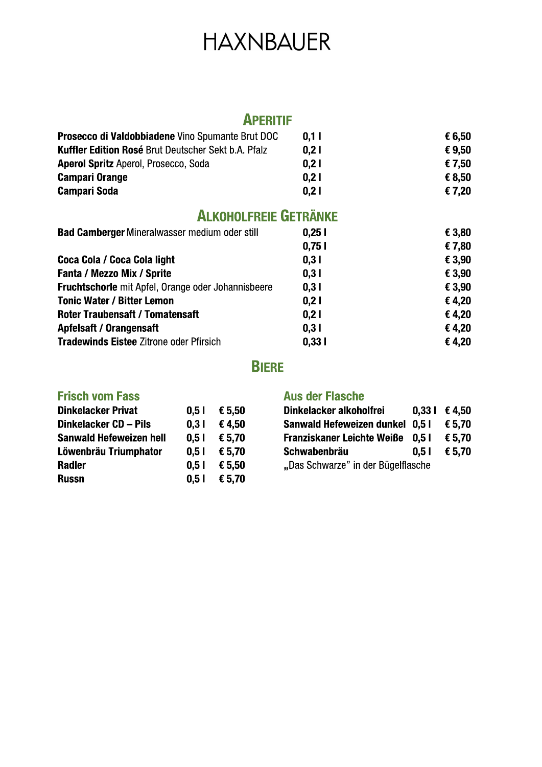# HAXNBAUER

## APERITIF

| | | |
|---|---|---|
| **Prosecco di Valdobbiadene** Vino Spumante Brut DOC | 0,1 l | € 6,50 |
| **Kuffler Edition Rosé** Brut Deutscher Sekt b.A. Pfalz | 0,2 l | € 9,50 |
| **Aperol Spritz** Aperol, Prosecco, Soda | 0,2 l | € 7,50 |
| **Campari Orange** | 0,2 l | € 8,50 |
| **Campari Soda** | 0,2 l | € 7,20 |

## ALKOHOLFREIE GETRÄNKE

| | | |
|---|---|---|
| **Bad Camberger** Mineralwasser medium oder still | 0,25 l | € 3,80 |
| | 0,75 l | € 7,80 |
| **Coca Cola / Coca Cola light** | 0,3 l | € 3,90 |
| **Fanta / Mezzo Mix / Sprite** | 0,3 l | € 3,90 |
| **Fruchtschorle** mit Apfel, Orange oder Johannisbeere | 0,3 l | € 3,90 |
| **Tonic Water / Bitter Lemon** | 0,2 l | € 4,20 |
| **Roter Traubensaft / Tomatensaft** | 0,2 l | € 4,20 |
| **Apfelsaft / Orangensaft** | 0,3 l | € 4,20 |
| **Tradewinds Eistee** Zitrone oder Pfirsich | 0,33 l | € 4,20 |

## BIERE

### Frisch vom Fass

| | | |
|---|---|---|
| **Dinkelacker Privat** | 0,5 l | € 5,50 |
| **Dinkelacker CD – Pils** | 0,3 l | € 4,50 |
| **Sanwald Hefeweizen hell** | 0,5 l | € 5,70 |
| **Löwenbräu Triumphator** | 0,5 l | € 5,70 |
| **Radler** | 0,5 l | € 5,50 |
| **Russn** | 0,5 l | € 5,70 |

### Aus der Flasche

| | | |
|---|---|---|
| **Dinkelacker alkoholfrei** | 0,33 l | € 4,50 |
| **Sanwald Hefeweizen dunkel** | 0,5 l | € 5,70 |
| **Franziskaner Leichte Weiße** | 0,5 l | € 5,70 |
| **Schwabenbräu** | 0,5 l | € 5,70 |

„Das Schwarze" in der Bügelflasche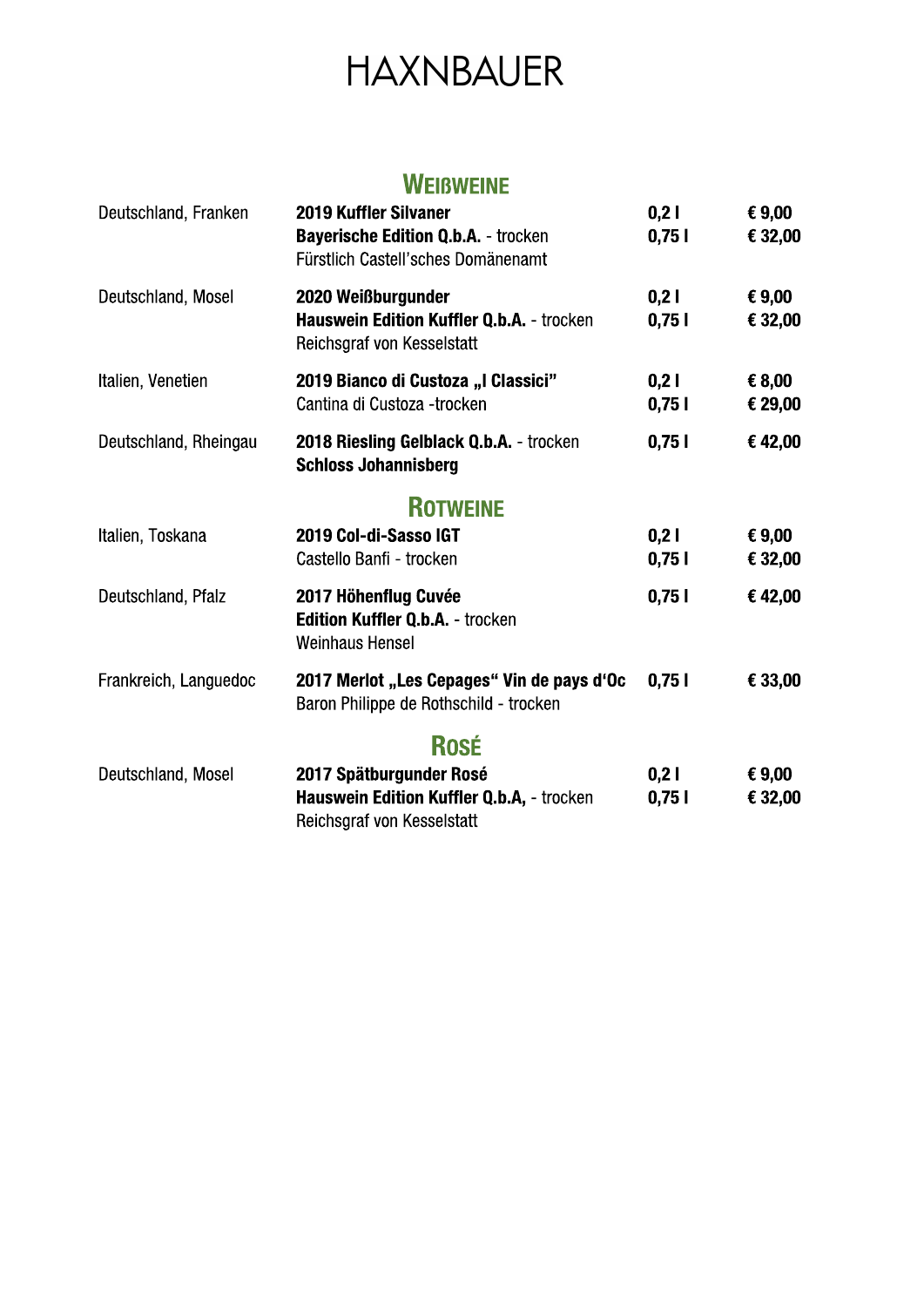# HAXNBAUER

## Weißweine

| | | | |
|---|---|---|---|
| Deutschland, Franken | **2019 Kuffler Silvaner**<br>**Bayerische Edition Q.b.A.** - trocken<br>Fürstlich Castell'sches Domänenamt | **0,2 l**<br>**0,75 l** | **€ 9,00**<br>**€ 32,00** |
| Deutschland, Mosel | **2020 Weißburgunder**<br>**Hauswein Edition Kuffler Q.b.A.** - trocken<br>Reichsgraf von Kesselstatt | **0,2 l**<br>**0,75 l** | **€ 9,00**<br>**€ 32,00** |
| Italien, Venetien | **2019 Bianco di Custoza „I Classici"**<br>Cantina di Custoza -trocken | **0,2 l**<br>**0,75 l** | **€ 8,00**<br>**€ 29,00** |
| Deutschland, Rheingau | **2018 Riesling Gelblack Q.b.A.** - trocken<br>**Schloss Johannisberg** | **0,75 l** | **€ 42,00** |

## Rotweine

| | | | |
|---|---|---|---|
| Italien, Toskana | **2019 Col-di-Sasso IGT**<br>Castello Banfi - trocken | **0,2 l**<br>**0,75 l** | **€ 9,00**<br>**€ 32,00** |
| Deutschland, Pfalz | **2017 Höhenflug Cuvée**<br>**Edition Kuffler Q.b.A.** - trocken<br>Weinhaus Hensel | **0,75 l** | **€ 42,00** |
| Frankreich, Languedoc | **2017 Merlot „Les Cepages" Vin de pays d'Oc**<br>Baron Philippe de Rothschild - trocken | **0,75 l** | **€ 33,00** |

## Rosé

| | | | |
|---|---|---|---|
| Deutschland, Mosel | **2017 Spätburgunder Rosé**<br>**Hauswein Edition Kuffler Q.b.A,** - trocken<br>Reichsgraf von Kesselstatt | **0,2 l**<br>**0,75 l** | **€ 9,00**<br>**€ 32,00** |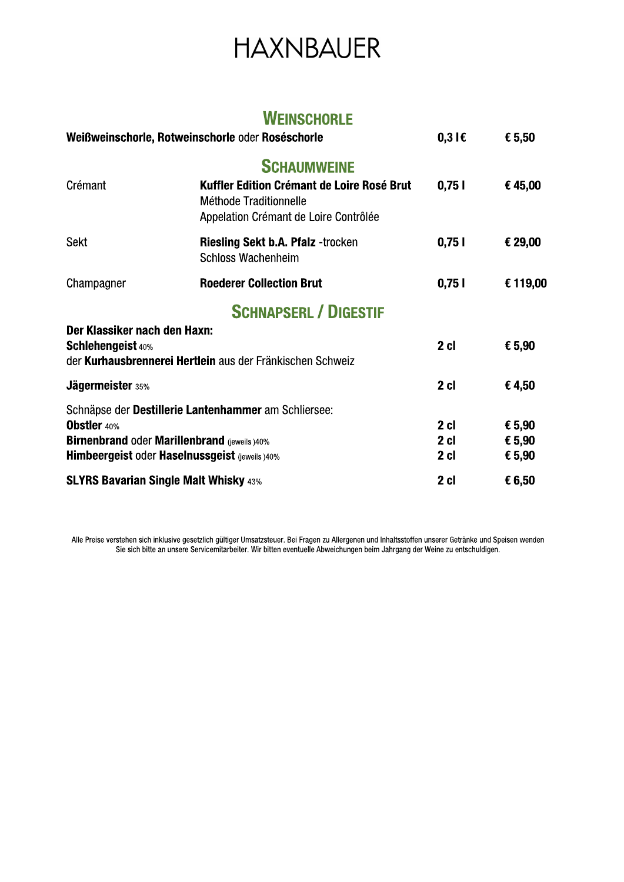# HAXNBAUER

## Weinschorle

| | | |
|---|---|---|
| **Weißweinschorle, Rotweinschorle** oder **Roséschorle** | **0,3 l€** | **€ 5,50** |

## Schaumweine

| | | | |
|---|---|---|---|
| Crémant | **Kuffler Edition Crémant de Loire Rosé Brut** Méthode Traditionnelle Appelation Crémant de Loire Contrôlée | **0,75 l** | **€ 45,00** |
| Sekt | **Riesling Sekt b.A. Pfalz** -trocken Schloss Wachenheim | **0,75 l** | **€ 29,00** |
| Champagner | **Roederer Collection Brut** | **0,75 l** | **€ 119,00** |

## Schnapserl / Digestif

| | | |
|---|---|---|
| **Der Klassiker nach den Haxn:** **Schlehengeist** 40% der **Kurhausbrennerei Hertlein** aus der Fränkischen Schweiz | **2 cl** | **€ 5,90** |
| **Jägermeister** 35% | **2 cl** | **€ 4,50** |
| Schnäpse der **Destillerie Lantenhammer** am Schliersee: | | |
| **Obstler** 40% | **2 cl** | **€ 5,90** |
| **Birnenbrand** oder **Marillenbrand** (jeweils )40% | **2 cl** | **€ 5,90** |
| **Himbeergeist** oder **Haselnussgeist** (jeweils )40% | **2 cl** | **€ 5,90** |
| **SLYRS Bavarian Single Malt Whisky** 43% | **2 cl** | **€ 6,50** |

Alle Preise verstehen sich inklusive gesetzlich gültiger Umsatzsteuer. Bei Fragen zu Allergenen und Inhaltsstoffen unserer Getränke und Speisen wenden Sie sich bitte an unsere Servicemitarbeiter. Wir bitten eventuelle Abweichungen beim Jahrgang der Weine zu entschuldigen.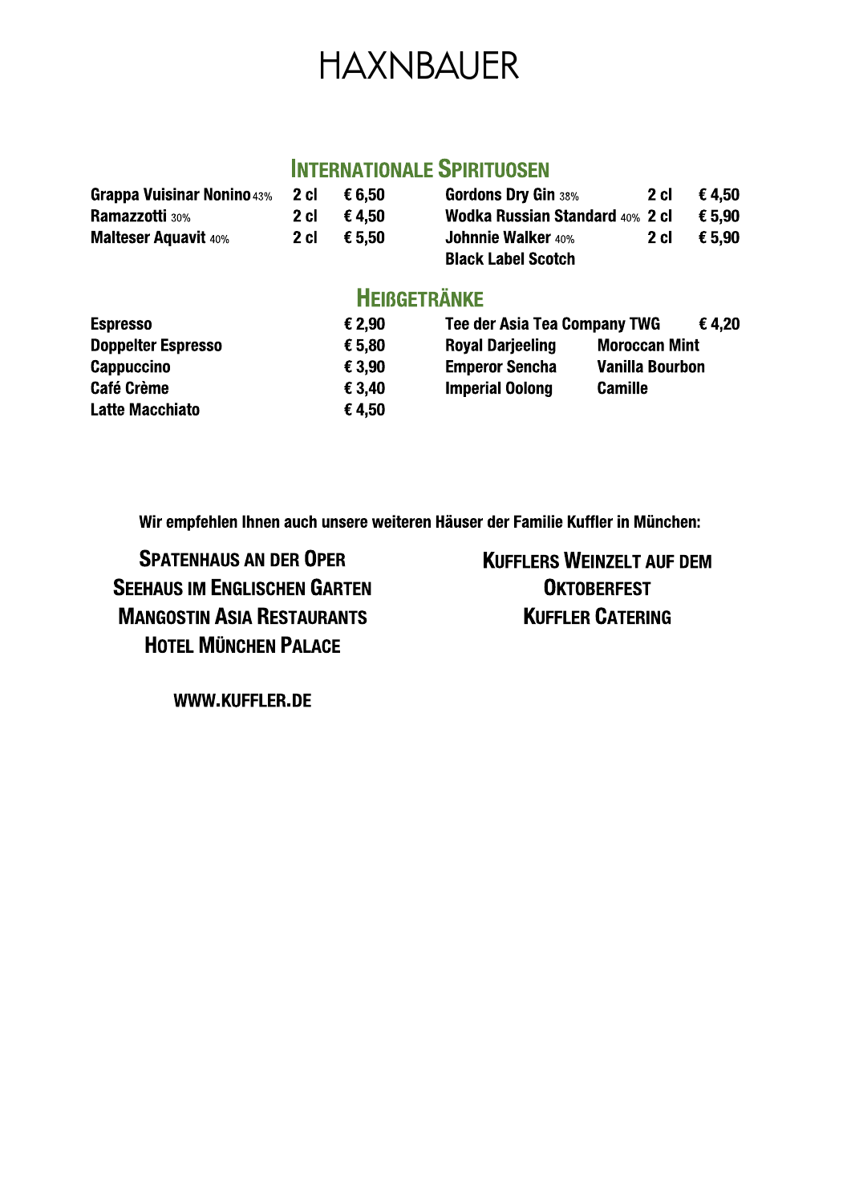# HAXNBAUER

## Internationale Spirituosen

| | | |
|---|---|---|
| **Grappa Vuisinar Nonino** 43% | **2 cl** | **€ 6,50** |
| **Ramazzotti** 30% | **2 cl** | **€ 4,50** |
| **Malteser Aquavit** 40% | **2 cl** | **€ 5,50** |
| **Gordons Dry Gin** 38% | **2 cl** | **€ 4,50** |
| **Wodka Russian Standard** 40% | **2 cl** | **€ 5,90** |
| **Johnnie Walker** 40% **Black Label Scotch** | **2 cl** | **€ 5,90** |

## Heißgetränke

| | |
|---|---|
| **Espresso** | **€ 2,90** |
| **Doppelter Espresso** | **€ 5,80** |
| **Cappuccino** | **€ 3,90** |
| **Café Crème** | **€ 3,40** |
| **Latte Macchiato** | **€ 4,50** |

**Tee der Asia Tea Company TWG** **€ 4,20**

| | |
|---|---|
| **Royal Darjeeling** | **Moroccan Mint** |
| **Emperor Sencha** | **Vanilla Bourbon** |
| **Imperial Oolong** | **Camille** |

**Wir empfehlen Ihnen auch unsere weiteren Häuser der Familie Kuffler in München:**

**Spatenhaus an der Oper**
**Seehaus im Englischen Garten**
**Mangostin Asia Restaurants**
**Hotel München Palace**

**Kufflers Weinzelt auf dem Oktoberfest**
**Kuffler Catering**

**WWW.KUFFLER.DE**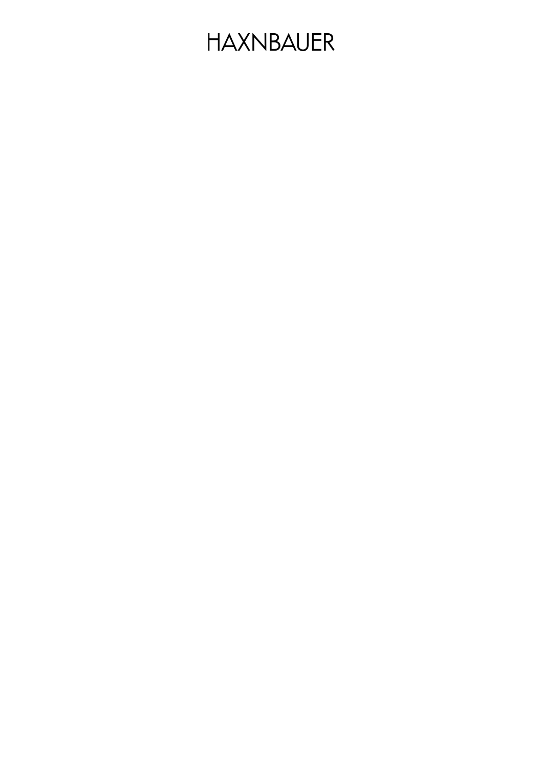HAXNBAUER